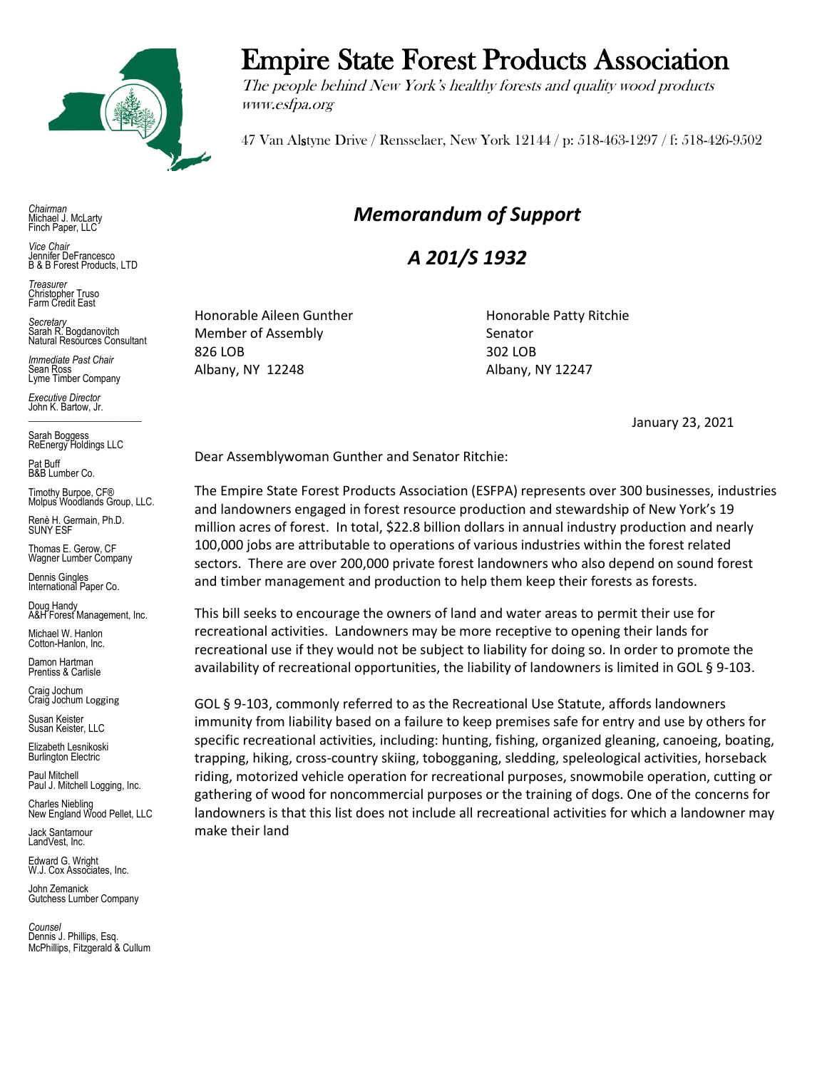# Empire State Forest Products Association

*The people behind New York's healthy forests and quality wood products*
*www.esfpa.org*

47 Van Alstyne Drive / Rensselaer, New York 12144 / p: 518-463-1297 / f: 518-426-9502

*Chairman*
Michael J. McLarty
Finch Paper, LLC

*Vice Chair*
Jennifer DeFrancesco
B & B Forest Products, LTD

*Treasurer*
Christopher Truso
Farm Credit East

*Secretary*
Sarah R. Bogdanovitch
Natural Resources Consultant

*Immediate Past Chair*
Sean Ross
Lyme Timber Company

*Executive Director*
John K. Bartow, Jr.

Sarah Boggess
ReEnergy Holdings LLC

Pat Buff
B&B Lumber Co.

Timothy Burpoe, CF®
Molpus Woodlands Group, LLC.

Renè H. Germain, Ph.D.
SUNY ESF

Thomas E. Gerow, CF
Wagner Lumber Company

Dennis Gingles
International Paper Co.

Doug Handy
A&H Forest Management, Inc.

Michael W. Hanlon
Cotton-Hanlon, Inc.

Damon Hartman
Prentiss & Carlisle

Craig Jochum
Craig Jochum Logging

Susan Keister
Susan Keister, LLC

Elizabeth Lesnikoski
Burlington Electric

Paul Mitchell
Paul J. Mitchell Logging, Inc.

Charles Niebling
New England Wood Pellet, LLC

Jack Santamour
LandVest, Inc.

Edward G. Wright
W.J. Cox Associates, Inc.

John Zemanick
Gutchess Lumber Company

*Counsel*
Dennis J. Phillips, Esq.
McPhillips, Fitzgerald & Cullum

## *Memorandum of Support*

## *A 201/S 1932*

Honorable Aileen Gunther
Member of Assembly
826 LOB
Albany, NY 12248

Honorable Patty Ritchie
Senator
302 LOB
Albany, NY 12247

January 23, 2021

Dear Assemblywoman Gunther and Senator Ritchie:

The Empire State Forest Products Association (ESFPA) represents over 300 businesses, industries and landowners engaged in forest resource production and stewardship of New York's 19 million acres of forest. In total, $22.8 billion dollars in annual industry production and nearly 100,000 jobs are attributable to operations of various industries within the forest related sectors. There are over 200,000 private forest landowners who also depend on sound forest and timber management and production to help them keep their forests as forests.

This bill seeks to encourage the owners of land and water areas to permit their use for recreational activities. Landowners may be more receptive to opening their lands for recreational use if they would not be subject to liability for doing so. In order to promote the availability of recreational opportunities, the liability of landowners is limited in GOL § 9-103.

GOL § 9-103, commonly referred to as the Recreational Use Statute, affords landowners immunity from liability based on a failure to keep premises safe for entry and use by others for specific recreational activities, including: hunting, fishing, organized gleaning, canoeing, boating, trapping, hiking, cross-country skiing, tobogganing, sledding, speleological activities, horseback riding, motorized vehicle operation for recreational purposes, snowmobile operation, cutting or gathering of wood for noncommercial purposes or the training of dogs. One of the concerns for landowners is that this list does not include all recreational activities for which a landowner may make their land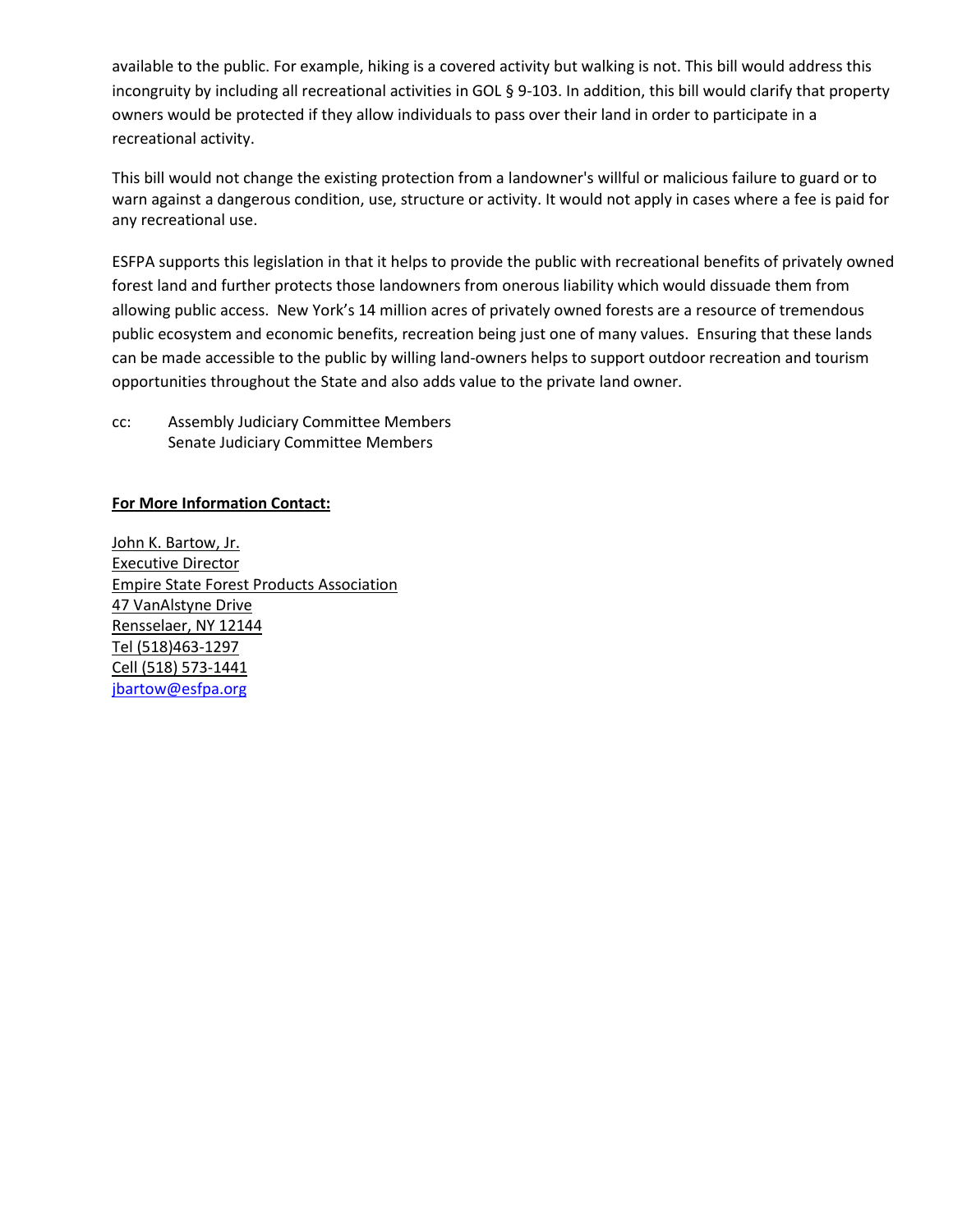available to the public. For example, hiking is a covered activity but walking is not. This bill would address this incongruity by including all recreational activities in GOL § 9-103. In addition, this bill would clarify that property owners would be protected if they allow individuals to pass over their land in order to participate in a recreational activity.

This bill would not change the existing protection from a landowner's willful or malicious failure to guard or to warn against a dangerous condition, use, structure or activity. It would not apply in cases where a fee is paid for any recreational use.

ESFPA supports this legislation in that it helps to provide the public with recreational benefits of privately owned forest land and further protects those landowners from onerous liability which would dissuade them from allowing public access. New York's 14 million acres of privately owned forests are a resource of tremendous public ecosystem and economic benefits, recreation being just one of many values. Ensuring that these lands can be made accessible to the public by willing land-owners helps to support outdoor recreation and tourism opportunities throughout the State and also adds value to the private land owner.

cc: Assembly Judiciary Committee Members
Senate Judiciary Committee Members

**For More Information Contact:**

John K. Bartow, Jr.
Executive Director
Empire State Forest Products Association
47 VanAlstyne Drive
Rensselaer, NY 12144
Tel (518)463-1297
Cell (518) 573-1441
jbartow@esfpa.org